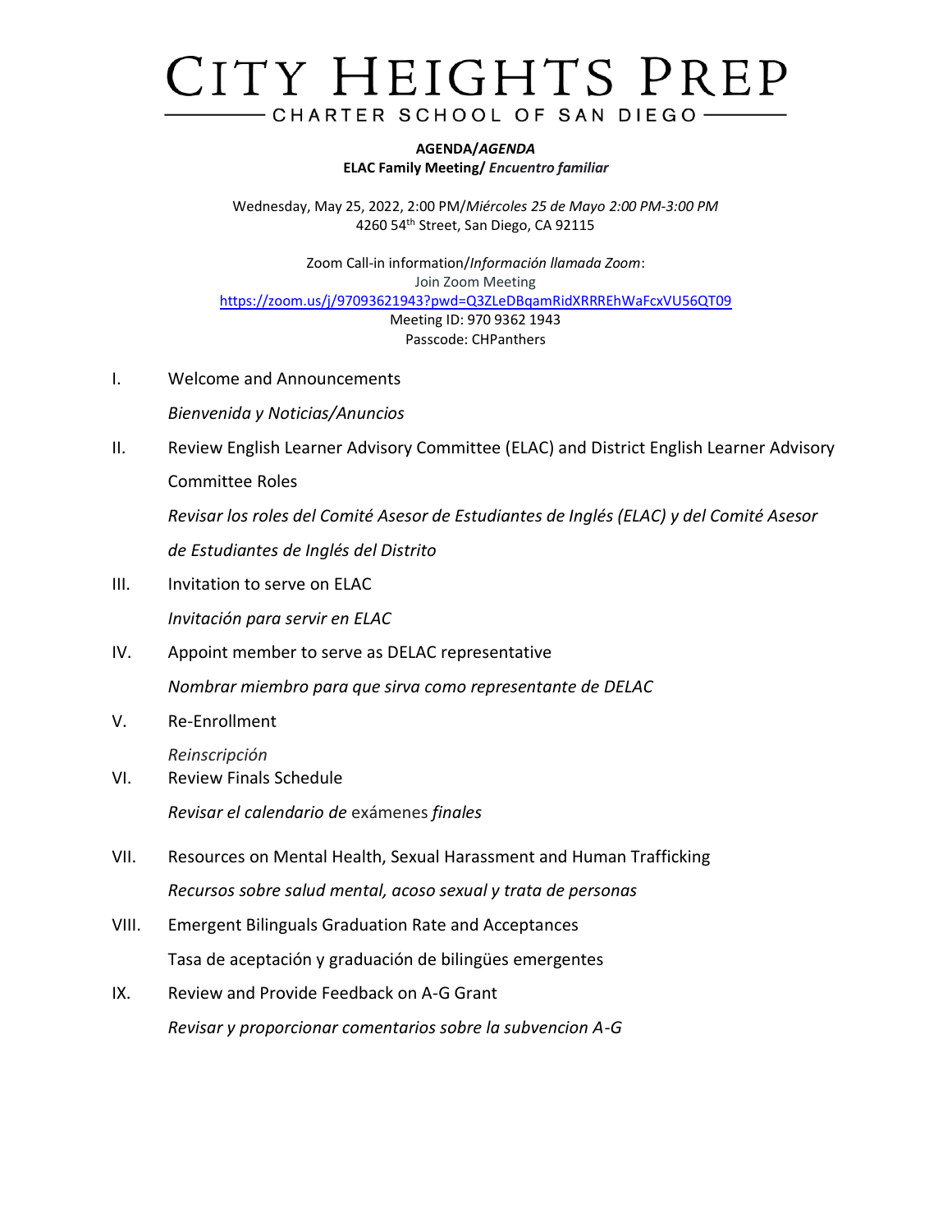# CITY HEIGHTS PREP

## CHARTER SCHOOL OF SAN DIEGO

**AGENDA/*AGENDA***
**ELAC Family Meeting/ *Encuentro familiar***

Wednesday, May 25, 2022, 2:00 PM/*Miércoles 25 de Mayo 2:00 PM-3:00 PM*
4260 54th Street, San Diego, CA 92115

Zoom Call-in information/*Información llamada Zoom*:
Join Zoom Meeting
https://zoom.us/j/97093621943?pwd=Q3ZLeDBqamRidXRRREhWaFcxVU56QT09
Meeting ID: 970 9362 1943
Passcode: CHPanthers

I. Welcome and Announcements

*Bienvenida y Noticias/Anuncios*

II. Review English Learner Advisory Committee (ELAC) and District English Learner Advisory Committee Roles

*Revisar los roles del Comité Asesor de Estudiantes de Inglés (ELAC) y del Comité Asesor de Estudiantes de Inglés del Distrito*

III. Invitation to serve on ELAC

*Invitación para servir en ELAC*

IV. Appoint member to serve as DELAC representative

*Nombrar miembro para que sirva como representante de DELAC*

V. Re-Enrollment

*Reinscripción*

VI. Review Finals Schedule

*Revisar el calendario de* exámenes *finales*

VII. Resources on Mental Health, Sexual Harassment and Human Trafficking

*Recursos sobre salud mental, acoso sexual y trata de personas*

VIII. Emergent Bilinguals Graduation Rate and Acceptances

Tasa de aceptación y graduación de bilingües emergentes

IX. Review and Provide Feedback on A-G Grant

*Revisar y proporcionar comentarios sobre la subvencion A-G*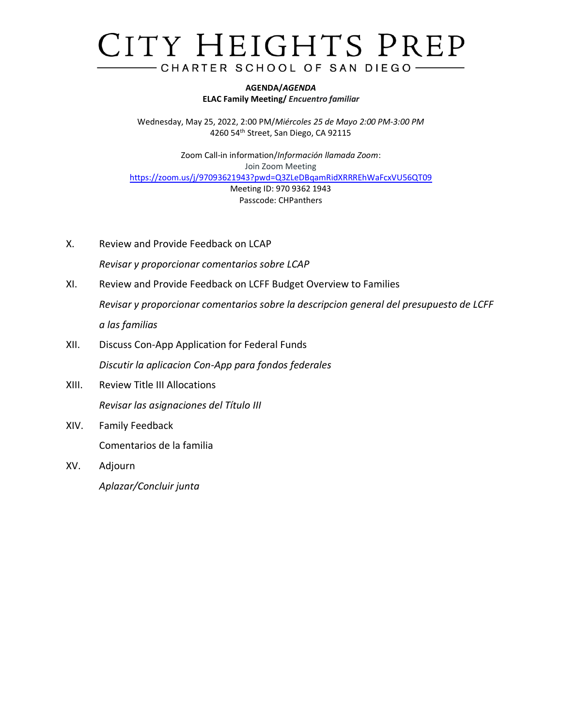# CITY HEIGHTS PREP

CHARTER SCHOOL OF SAN DIEGO

**AGENDA/*AGENDA***

**ELAC Family Meeting/ *Encuentro familiar***

Wednesday, May 25, 2022, 2:00 PM/*Miércoles 25 de Mayo 2:00 PM-3:00 PM*

4260 54th Street, San Diego, CA 92115

Zoom Call-in information/*Información llamada Zoom*:

Join Zoom Meeting

https://zoom.us/j/97093621943?pwd=Q3ZLeDBqamRidXRRREhWaFcxVU56QT09

Meeting ID: 970 9362 1943

Passcode: CHPanthers

X. Review and Provide Feedback on LCAP

*Revisar y proporcionar comentarios sobre LCAP*

XI. Review and Provide Feedback on LCFF Budget Overview to Families

*Revisar y proporcionar comentarios sobre la descripcion general del presupuesto de LCFF a las familias*

XII. Discuss Con-App Application for Federal Funds

*Discutir la aplicacion Con-App para fondos federales*

XIII. Review Title III Allocations

*Revisar las asignaciones del Título III*

XIV. Family Feedback

Comentarios de la familia

XV. Adjourn

*Aplazar/Concluir junta*